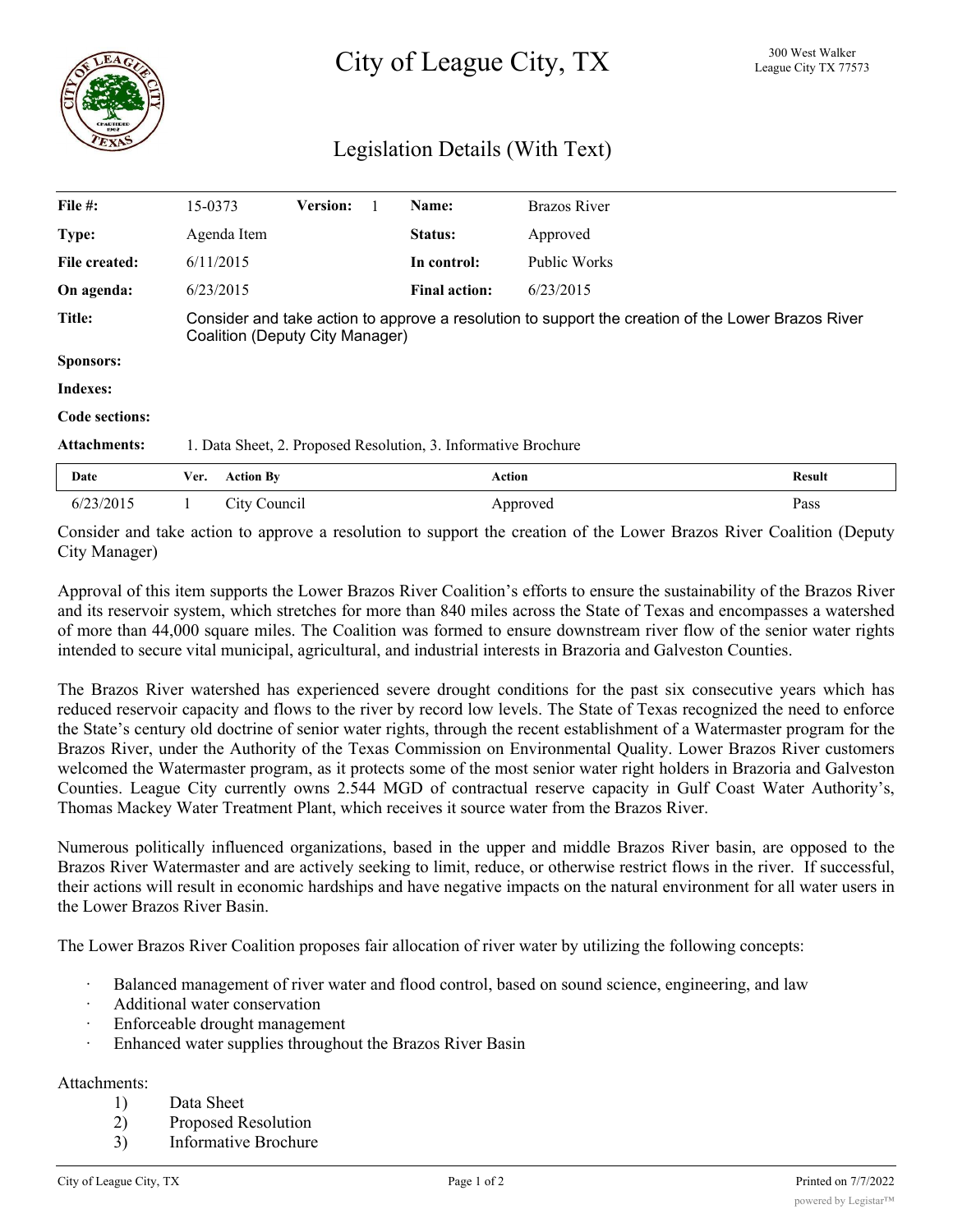# City of League City, TX

300 West Walker
League City TX 77573

## Legislation Details (With Text)

| | | | | | |
|---|---|---|---|---|---|
| **File #:** | 15-0373 | **Version:** 1 | | **Name:** | Brazos River |
| **Type:** | Agenda Item | | | **Status:** | Approved |
| **File created:** | 6/11/2015 | | | **In control:** | Public Works |
| **On agenda:** | 6/23/2015 | | | **Final action:** | 6/23/2015 |

**Title:** Consider and take action to approve a resolution to support the creation of the Lower Brazos River Coalition (Deputy City Manager)

**Sponsors:**

**Indexes:**

**Code sections:**

**Attachments:** 1. Data Sheet, 2. Proposed Resolution, 3. Informative Brochure

| Date | Ver. | Action By | Action | Result |
|---|---|---|---|---|
| 6/23/2015 | 1 | City Council | Approved | Pass |

Consider and take action to approve a resolution to support the creation of the Lower Brazos River Coalition (Deputy City Manager)

Approval of this item supports the Lower Brazos River Coalition's efforts to ensure the sustainability of the Brazos River and its reservoir system, which stretches for more than 840 miles across the State of Texas and encompasses a watershed of more than 44,000 square miles. The Coalition was formed to ensure downstream river flow of the senior water rights intended to secure vital municipal, agricultural, and industrial interests in Brazoria and Galveston Counties.

The Brazos River watershed has experienced severe drought conditions for the past six consecutive years which has reduced reservoir capacity and flows to the river by record low levels. The State of Texas recognized the need to enforce the State's century old doctrine of senior water rights, through the recent establishment of a Watermaster program for the Brazos River, under the Authority of the Texas Commission on Environmental Quality. Lower Brazos River customers welcomed the Watermaster program, as it protects some of the most senior water right holders in Brazoria and Galveston Counties. League City currently owns 2.544 MGD of contractual reserve capacity in Gulf Coast Water Authority's, Thomas Mackey Water Treatment Plant, which receives it source water from the Brazos River.

Numerous politically influenced organizations, based in the upper and middle Brazos River basin, are opposed to the Brazos River Watermaster and are actively seeking to limit, reduce, or otherwise restrict flows in the river. If successful, their actions will result in economic hardships and have negative impacts on the natural environment for all water users in the Lower Brazos River Basin.

The Lower Brazos River Coalition proposes fair allocation of river water by utilizing the following concepts:

- Balanced management of river water and flood control, based on sound science, engineering, and law
- Additional water conservation
- Enforceable drought management
- Enhanced water supplies throughout the Brazos River Basin

Attachments:

1) Data Sheet
2) Proposed Resolution
3) Informative Brochure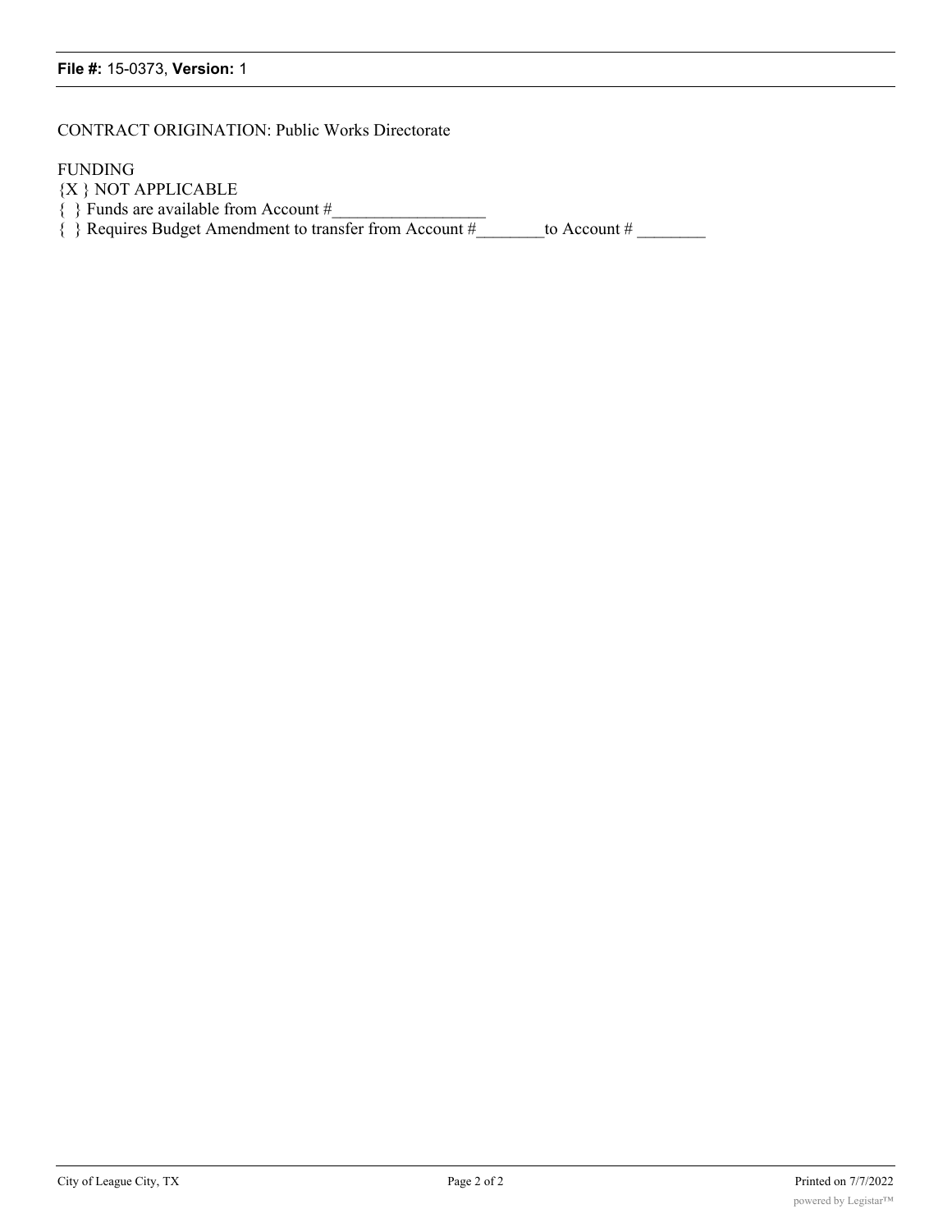CONTRACT ORIGINATION: Public Works Directorate

FUNDING
{X } NOT APPLICABLE
{ } Funds are available from Account #_________________
{ } Requires Budget Amendment to transfer from Account #________to Account # ________